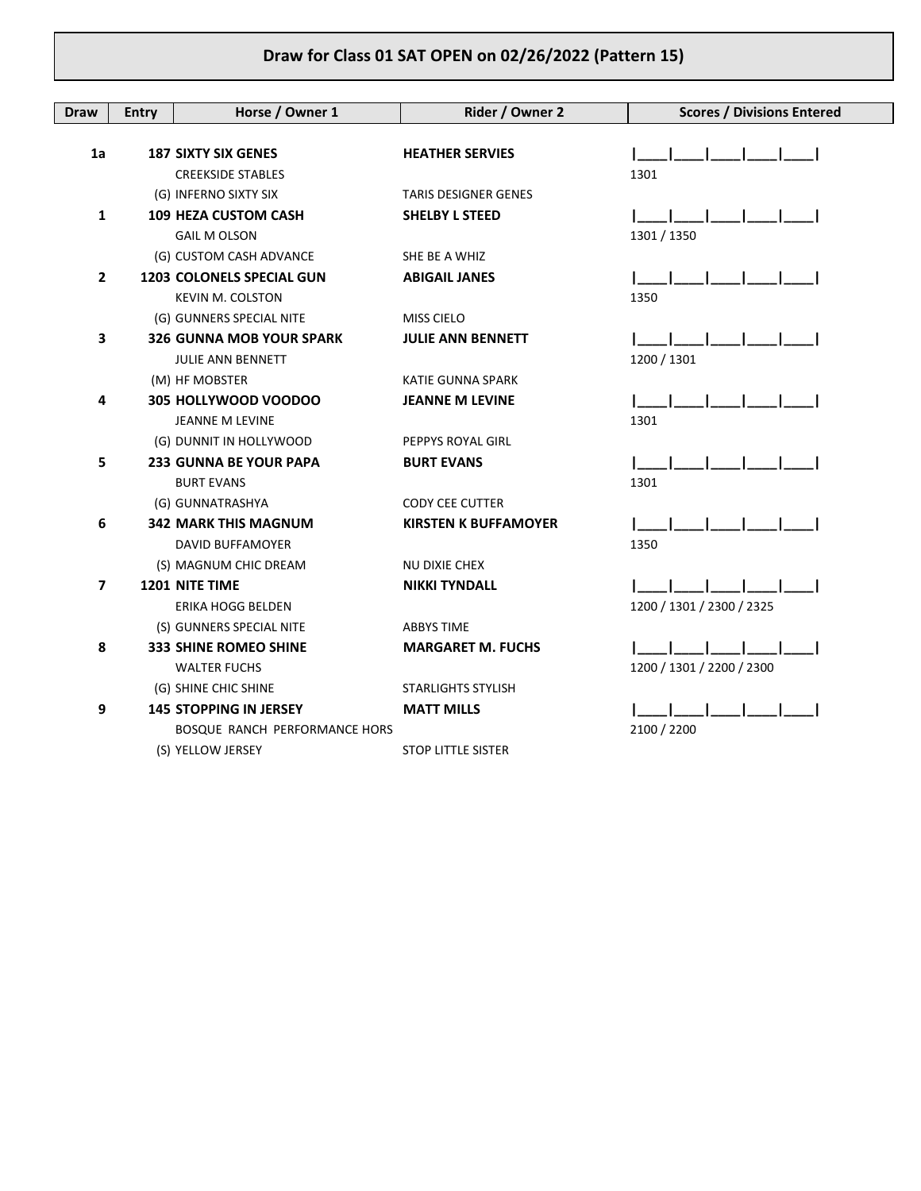# Draw for Class 01 SAT OPEN on 02/26/2022 (Pattern 15)

| Draw | Entry | Horse / Owner 1 | Rider / Owner 2 | Scores / Divisions Entered |
|---|---|---|---|---|
| 1a | 187 | **SIXTY SIX GENES** | **HEATHER SERVIES** | \|\_\_\_\_\|\_\_\_\_\|\_\_\_\_\|\_\_\_\_\|\_\_\_\_\| |
| | | CREEKSIDE STABLES | | 1301 |
| | | (G) INFERNO SIXTY SIX | TARIS DESIGNER GENES | |
| 1 | 109 | **HEZA CUSTOM CASH** | **SHELBY L STEED** | \|\_\_\_\_\|\_\_\_\_\|\_\_\_\_\|\_\_\_\_\|\_\_\_\_\| |
| | | GAIL M OLSON | | 1301 / 1350 |
| | | (G) CUSTOM CASH ADVANCE | SHE BE A WHIZ | |
| 2 | 1203 | **COLONELS SPECIAL GUN** | **ABIGAIL JANES** | \|\_\_\_\_\|\_\_\_\_\|\_\_\_\_\|\_\_\_\_\|\_\_\_\_\| |
| | | KEVIN M. COLSTON | | 1350 |
| | | (G) GUNNERS SPECIAL NITE | MISS CIELO | |
| 3 | 326 | **GUNNA MOB YOUR SPARK** | **JULIE ANN BENNETT** | \|\_\_\_\_\|\_\_\_\_\|\_\_\_\_\|\_\_\_\_\|\_\_\_\_\| |
| | | JULIE ANN BENNETT | | 1200 / 1301 |
| | | (M) HF MOBSTER | KATIE GUNNA SPARK | |
| 4 | 305 | **HOLLYWOOD VOODOO** | **JEANNE M LEVINE** | \|\_\_\_\_\|\_\_\_\_\|\_\_\_\_\|\_\_\_\_\|\_\_\_\_\| |
| | | JEANNE M LEVINE | | 1301 |
| | | (G) DUNNIT IN HOLLYWOOD | PEPPYS ROYAL GIRL | |
| 5 | 233 | **GUNNA BE YOUR PAPA** | **BURT EVANS** | \|\_\_\_\_\|\_\_\_\_\|\_\_\_\_\|\_\_\_\_\|\_\_\_\_\| |
| | | BURT EVANS | | 1301 |
| | | (G) GUNNATRASHYA | CODY CEE CUTTER | |
| 6 | 342 | **MARK THIS MAGNUM** | **KIRSTEN K BUFFAMOYER** | \|\_\_\_\_\|\_\_\_\_\|\_\_\_\_\|\_\_\_\_\|\_\_\_\_\| |
| | | DAVID BUFFAMOYER | | 1350 |
| | | (S) MAGNUM CHIC DREAM | NU DIXIE CHEX | |
| 7 | 1201 | **NITE TIME** | **NIKKI TYNDALL** | \|\_\_\_\_\|\_\_\_\_\|\_\_\_\_\|\_\_\_\_\|\_\_\_\_\| |
| | | ERIKA HOGG BELDEN | | 1200 / 1301 / 2300 / 2325 |
| | | (S) GUNNERS SPECIAL NITE | ABBYS TIME | |
| 8 | 333 | **SHINE ROMEO SHINE** | **MARGARET M. FUCHS** | \|\_\_\_\_\|\_\_\_\_\|\_\_\_\_\|\_\_\_\_\|\_\_\_\_\| |
| | | WALTER FUCHS | | 1200 / 1301 / 2200 / 2300 |
| | | (G) SHINE CHIC SHINE | STARLIGHTS STYLISH | |
| 9 | 145 | **STOPPING IN JERSEY** | **MATT MILLS** | \|\_\_\_\_\|\_\_\_\_\|\_\_\_\_\|\_\_\_\_\|\_\_\_\_\| |
| | | BOSQUE RANCH PERFORMANCE HORS | | 2100 / 2200 |
| | | (S) YELLOW JERSEY | STOP LITTLE SISTER | |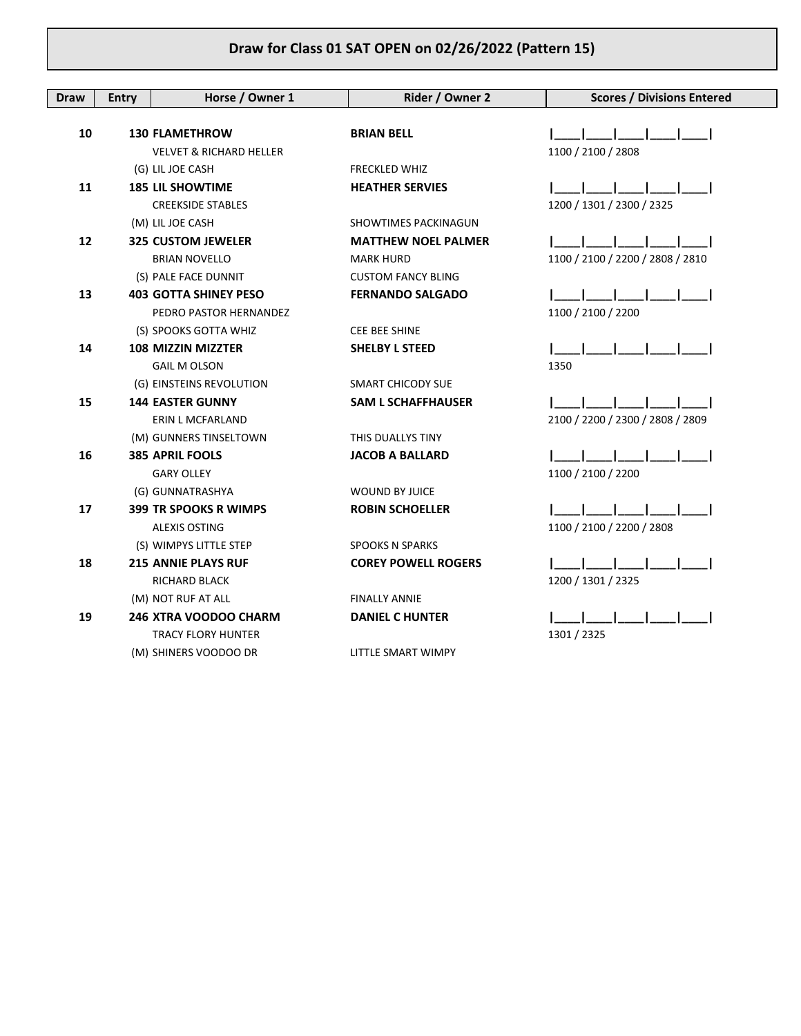# Draw for Class 01 SAT OPEN on 02/26/2022 (Pattern 15)

| Draw | Entry | Horse / Owner 1 | Rider / Owner 2 | Scores / Divisions Entered |
|---|---|---|---|---|
| **10** | **130** | **FLAMETHROW** | **BRIAN BELL** | \|\_\_\_\_\|\_\_\_\_\|\_\_\_\_\|\_\_\_\_\|\_\_\_\_\| |
| | | VELVET & RICHARD HELLER | | 1100 / 2100 / 2808 |
| | | (G) LIL JOE CASH | FRECKLED WHIZ | |
| **11** | **185** | **LIL SHOWTIME** | **HEATHER SERVIES** | \|\_\_\_\_\|\_\_\_\_\|\_\_\_\_\|\_\_\_\_\|\_\_\_\_\| |
| | | CREEKSIDE STABLES | | 1200 / 1301 / 2300 / 2325 |
| | | (M) LIL JOE CASH | SHOWTIMES PACKINAGUN | |
| **12** | **325** | **CUSTOM JEWELER** | **MATTHEW NOEL PALMER** | \|\_\_\_\_\|\_\_\_\_\|\_\_\_\_\|\_\_\_\_\|\_\_\_\_\| |
| | | BRIAN NOVELLO | MARK HURD | 1100 / 2100 / 2200 / 2808 / 2810 |
| | | (S) PALE FACE DUNNIT | CUSTOM FANCY BLING | |
| **13** | **403** | **GOTTA SHINEY PESO** | **FERNANDO SALGADO** | \|\_\_\_\_\|\_\_\_\_\|\_\_\_\_\|\_\_\_\_\|\_\_\_\_\| |
| | | PEDRO PASTOR HERNANDEZ | | 1100 / 2100 / 2200 |
| | | (S) SPOOKS GOTTA WHIZ | CEE BEE SHINE | |
| **14** | **108** | **MIZZIN MIZZTER** | **SHELBY L STEED** | \|\_\_\_\_\|\_\_\_\_\|\_\_\_\_\|\_\_\_\_\|\_\_\_\_\| |
| | | GAIL M OLSON | | 1350 |
| | | (G) EINSTEINS REVOLUTION | SMART CHICODY SUE | |
| **15** | **144** | **EASTER GUNNY** | **SAM L SCHAFFHAUSER** | \|\_\_\_\_\|\_\_\_\_\|\_\_\_\_\|\_\_\_\_\|\_\_\_\_\| |
| | | ERIN L MCFARLAND | | 2100 / 2200 / 2300 / 2808 / 2809 |
| | | (M) GUNNERS TINSELTOWN | THIS DUALLYS TINY | |
| **16** | **385** | **APRIL FOOLS** | **JACOB A BALLARD** | \|\_\_\_\_\|\_\_\_\_\|\_\_\_\_\|\_\_\_\_\|\_\_\_\_\| |
| | | GARY OLLEY | | 1100 / 2100 / 2200 |
| | | (G) GUNNATRASHYA | WOUND BY JUICE | |
| **17** | **399** | **TR SPOOKS R WIMPS** | **ROBIN SCHOELLER** | \|\_\_\_\_\|\_\_\_\_\|\_\_\_\_\|\_\_\_\_\|\_\_\_\_\| |
| | | ALEXIS OSTING | | 1100 / 2100 / 2200 / 2808 |
| | | (S) WIMPYS LITTLE STEP | SPOOKS N SPARKS | |
| **18** | **215** | **ANNIE PLAYS RUF** | **COREY POWELL ROGERS** | \|\_\_\_\_\|\_\_\_\_\|\_\_\_\_\|\_\_\_\_\|\_\_\_\_\| |
| | | RICHARD BLACK | | 1200 / 1301 / 2325 |
| | | (M) NOT RUF AT ALL | FINALLY ANNIE | |
| **19** | **246** | **XTRA VOODOO CHARM** | **DANIEL C HUNTER** | \|\_\_\_\_\|\_\_\_\_\|\_\_\_\_\|\_\_\_\_\|\_\_\_\_\| |
| | | TRACY FLORY HUNTER | | 1301 / 2325 |
| | | (M) SHINERS VOODOO DR | LITTLE SMART WIMPY | |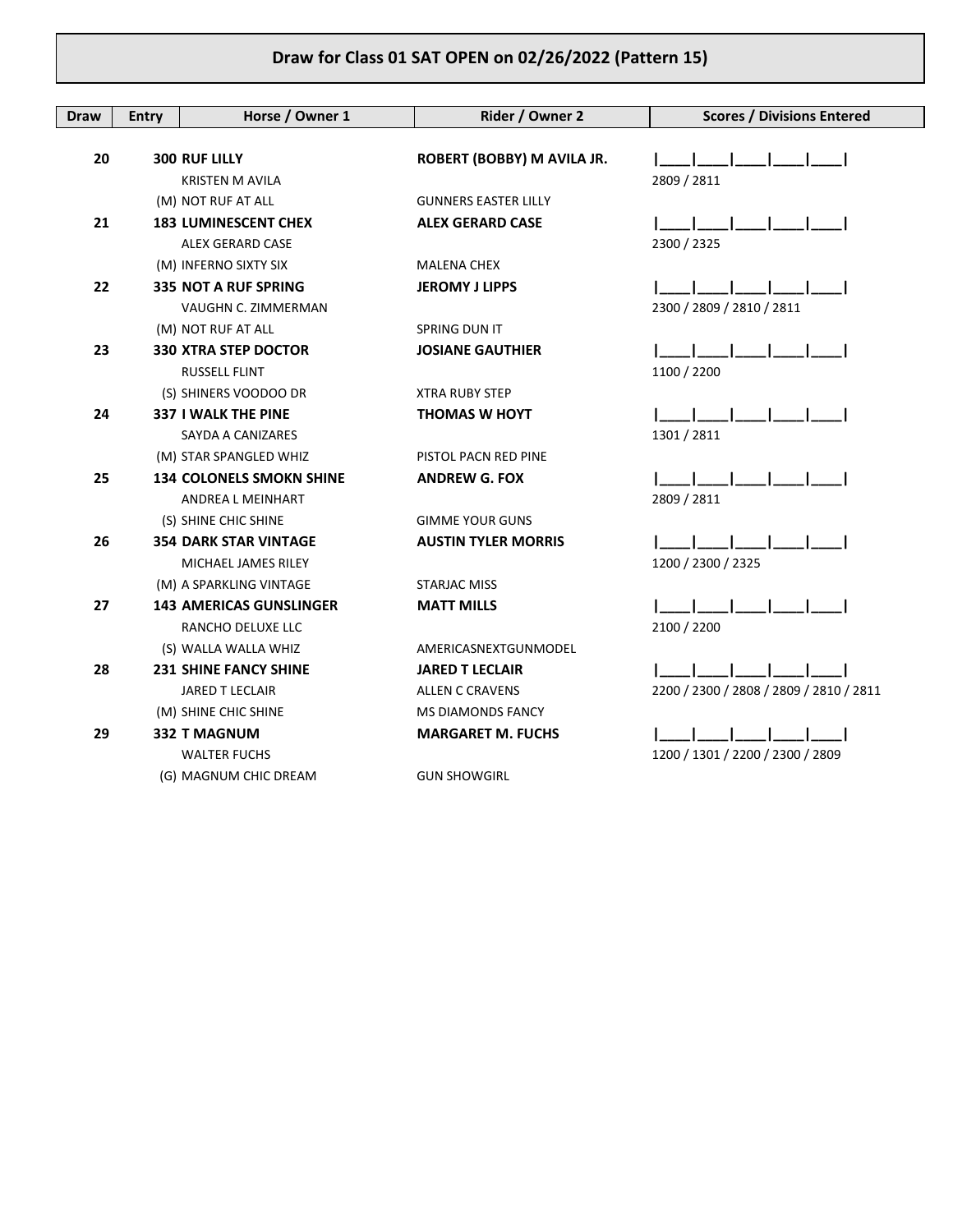# Draw for Class 01 SAT OPEN on 02/26/2022 (Pattern 15)

| Draw | Entry | Horse / Owner 1 | Rider / Owner 2 | Scores / Divisions Entered |
|---|---|---|---|---|
| **20** | **300** | **RUF LILLY** | **ROBERT (BOBBY) M AVILA JR.** | \|\_\_\_\_\|\_\_\_\_\|\_\_\_\_\|\_\_\_\_\|\_\_\_\_\| |
| | | KRISTEN M AVILA | | 2809 / 2811 |
| | | (M) NOT RUF AT ALL | GUNNERS EASTER LILLY | |
| **21** | **183** | **LUMINESCENT CHEX** | **ALEX GERARD CASE** | \|\_\_\_\_\|\_\_\_\_\|\_\_\_\_\|\_\_\_\_\|\_\_\_\_\| |
| | | ALEX GERARD CASE | | 2300 / 2325 |
| | | (M) INFERNO SIXTY SIX | MALENA CHEX | |
| **22** | **335** | **NOT A RUF SPRING** | **JEROMY J LIPPS** | \|\_\_\_\_\|\_\_\_\_\|\_\_\_\_\|\_\_\_\_\|\_\_\_\_\| |
| | | VAUGHN C. ZIMMERMAN | | 2300 / 2809 / 2810 / 2811 |
| | | (M) NOT RUF AT ALL | SPRING DUN IT | |
| **23** | **330** | **XTRA STEP DOCTOR** | **JOSIANE GAUTHIER** | \|\_\_\_\_\|\_\_\_\_\|\_\_\_\_\|\_\_\_\_\|\_\_\_\_\| |
| | | RUSSELL FLINT | | 1100 / 2200 |
| | | (S) SHINERS VOODOO DR | XTRA RUBY STEP | |
| **24** | **337** | **I WALK THE PINE** | **THOMAS W HOYT** | \|\_\_\_\_\|\_\_\_\_\|\_\_\_\_\|\_\_\_\_\|\_\_\_\_\| |
| | | SAYDA A CANIZARES | | 1301 / 2811 |
| | | (M) STAR SPANGLED WHIZ | PISTOL PACN RED PINE | |
| **25** | **134** | **COLONELS SMOKN SHINE** | **ANDREW G. FOX** | \|\_\_\_\_\|\_\_\_\_\|\_\_\_\_\|\_\_\_\_\|\_\_\_\_\| |
| | | ANDREA L MEINHART | | 2809 / 2811 |
| | | (S) SHINE CHIC SHINE | GIMME YOUR GUNS | |
| **26** | **354** | **DARK STAR VINTAGE** | **AUSTIN TYLER MORRIS** | \|\_\_\_\_\|\_\_\_\_\|\_\_\_\_\|\_\_\_\_\|\_\_\_\_\| |
| | | MICHAEL JAMES RILEY | | 1200 / 2300 / 2325 |
| | | (M) A SPARKLING VINTAGE | STARJAC MISS | |
| **27** | **143** | **AMERICAS GUNSLINGER** | **MATT MILLS** | \|\_\_\_\_\|\_\_\_\_\|\_\_\_\_\|\_\_\_\_\|\_\_\_\_\| |
| | | RANCHO DELUXE LLC | | 2100 / 2200 |
| | | (S) WALLA WALLA WHIZ | AMERICASNEXTGUNMODEL | |
| **28** | **231** | **SHINE FANCY SHINE** | **JARED T LECLAIR** | \|\_\_\_\_\|\_\_\_\_\|\_\_\_\_\|\_\_\_\_\|\_\_\_\_\| |
| | | JARED T LECLAIR | ALLEN C CRAVENS | 2200 / 2300 / 2808 / 2809 / 2810 / 2811 |
| | | (M) SHINE CHIC SHINE | MS DIAMONDS FANCY | |
| **29** | **332** | **T MAGNUM** | **MARGARET M. FUCHS** | \|\_\_\_\_\|\_\_\_\_\|\_\_\_\_\|\_\_\_\_\|\_\_\_\_\| |
| | | WALTER FUCHS | | 1200 / 1301 / 2200 / 2300 / 2809 |
| | | (G) MAGNUM CHIC DREAM | GUN SHOWGIRL | |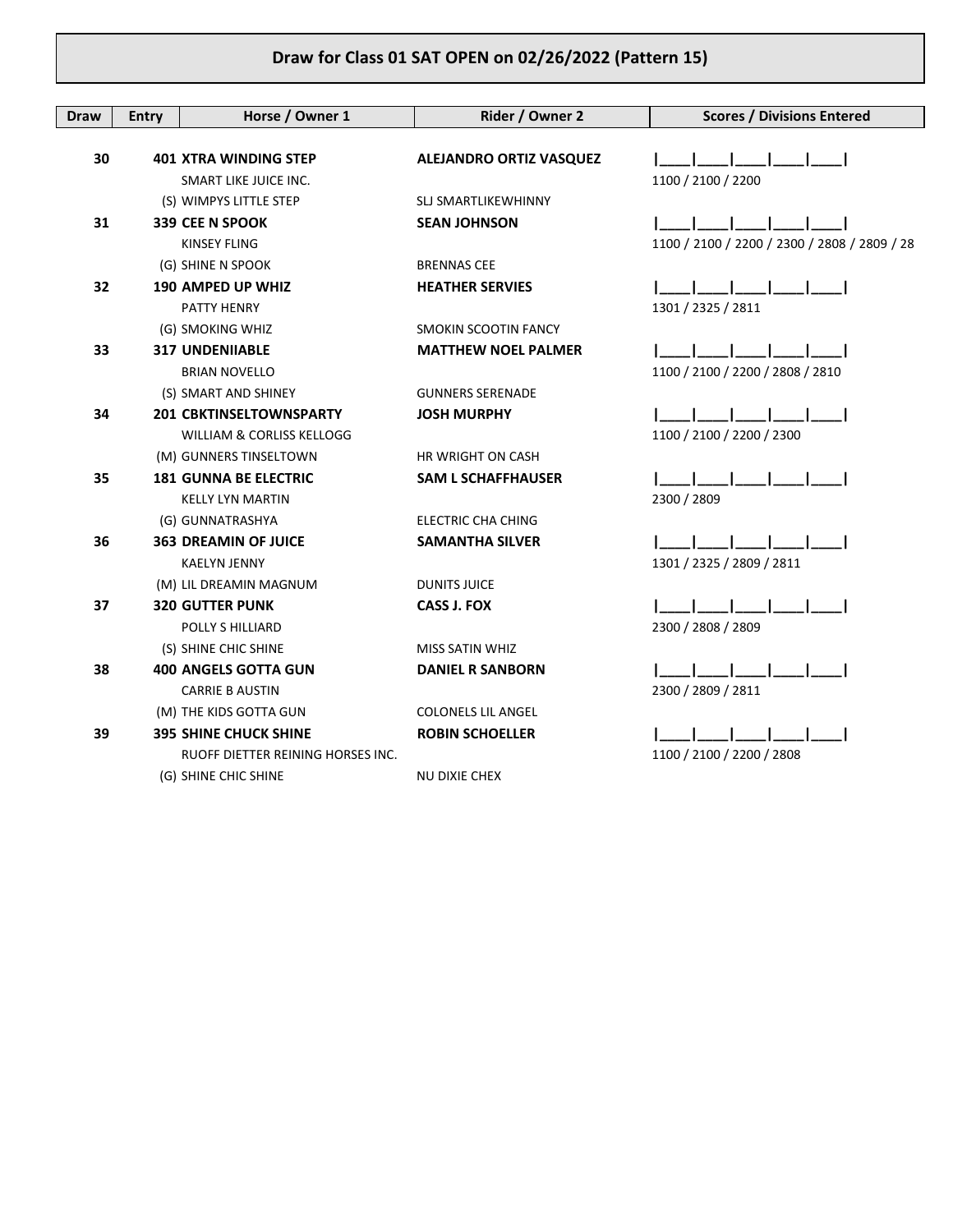# Draw for Class 01 SAT OPEN on 02/26/2022 (Pattern 15)

| Draw | Entry | Horse / Owner 1 | Rider / Owner 2 | Scores / Divisions Entered |
|---|---|---|---|---|
| **30** | | **401 XTRA WINDING STEP** | **ALEJANDRO ORTIZ VASQUEZ** | \|\_\_\_\_\|\_\_\_\_\|\_\_\_\_\|\_\_\_\_\|\_\_\_\_\| |
| | | SMART LIKE JUICE INC. | | 1100 / 2100 / 2200 |
| | | (S) WIMPYS LITTLE STEP | SLJ SMARTLIKEWHINNY | |
| **31** | | **339 CEE N SPOOK** | **SEAN JOHNSON** | \|\_\_\_\_\|\_\_\_\_\|\_\_\_\_\|\_\_\_\_\|\_\_\_\_\| |
| | | KINSEY FLING | | 1100 / 2100 / 2200 / 2300 / 2808 / 2809 / 28 |
| | | (G) SHINE N SPOOK | BRENNAS CEE | |
| **32** | | **190 AMPED UP WHIZ** | **HEATHER SERVIES** | \|\_\_\_\_\|\_\_\_\_\|\_\_\_\_\|\_\_\_\_\|\_\_\_\_\| |
| | | PATTY HENRY | | 1301 / 2325 / 2811 |
| | | (G) SMOKING WHIZ | SMOKIN SCOOTIN FANCY | |
| **33** | | **317 UNDENIIABLE** | **MATTHEW NOEL PALMER** | \|\_\_\_\_\|\_\_\_\_\|\_\_\_\_\|\_\_\_\_\|\_\_\_\_\| |
| | | BRIAN NOVELLO | | 1100 / 2100 / 2200 / 2808 / 2810 |
| | | (S) SMART AND SHINEY | GUNNERS SERENADE | |
| **34** | | **201 CBKTINSELTOWNSPARTY** | **JOSH MURPHY** | \|\_\_\_\_\|\_\_\_\_\|\_\_\_\_\|\_\_\_\_\|\_\_\_\_\| |
| | | WILLIAM & CORLISS KELLOGG | | 1100 / 2100 / 2200 / 2300 |
| | | (M) GUNNERS TINSELTOWN | HR WRIGHT ON CASH | |
| **35** | | **181 GUNNA BE ELECTRIC** | **SAM L SCHAFFHAUSER** | \|\_\_\_\_\|\_\_\_\_\|\_\_\_\_\|\_\_\_\_\|\_\_\_\_\| |
| | | KELLY LYN MARTIN | | 2300 / 2809 |
| | | (G) GUNNATRASHYA | ELECTRIC CHA CHING | |
| **36** | | **363 DREAMIN OF JUICE** | **SAMANTHA SILVER** | \|\_\_\_\_\|\_\_\_\_\|\_\_\_\_\|\_\_\_\_\|\_\_\_\_\| |
| | | KAELYN JENNY | | 1301 / 2325 / 2809 / 2811 |
| | | (M) LIL DREAMIN MAGNUM | DUNITS JUICE | |
| **37** | | **320 GUTTER PUNK** | **CASS J. FOX** | \|\_\_\_\_\|\_\_\_\_\|\_\_\_\_\|\_\_\_\_\|\_\_\_\_\| |
| | | POLLY S HILLIARD | | 2300 / 2808 / 2809 |
| | | (S) SHINE CHIC SHINE | MISS SATIN WHIZ | |
| **38** | | **400 ANGELS GOTTA GUN** | **DANIEL R SANBORN** | \|\_\_\_\_\|\_\_\_\_\|\_\_\_\_\|\_\_\_\_\|\_\_\_\_\| |
| | | CARRIE B AUSTIN | | 2300 / 2809 / 2811 |
| | | (M) THE KIDS GOTTA GUN | COLONELS LIL ANGEL | |
| **39** | | **395 SHINE CHUCK SHINE** | **ROBIN SCHOELLER** | \|\_\_\_\_\|\_\_\_\_\|\_\_\_\_\|\_\_\_\_\|\_\_\_\_\| |
| | | RUOFF DIETTER REINING HORSES INC. | | 1100 / 2100 / 2200 / 2808 |
| | | (G) SHINE CHIC SHINE | NU DIXIE CHEX | |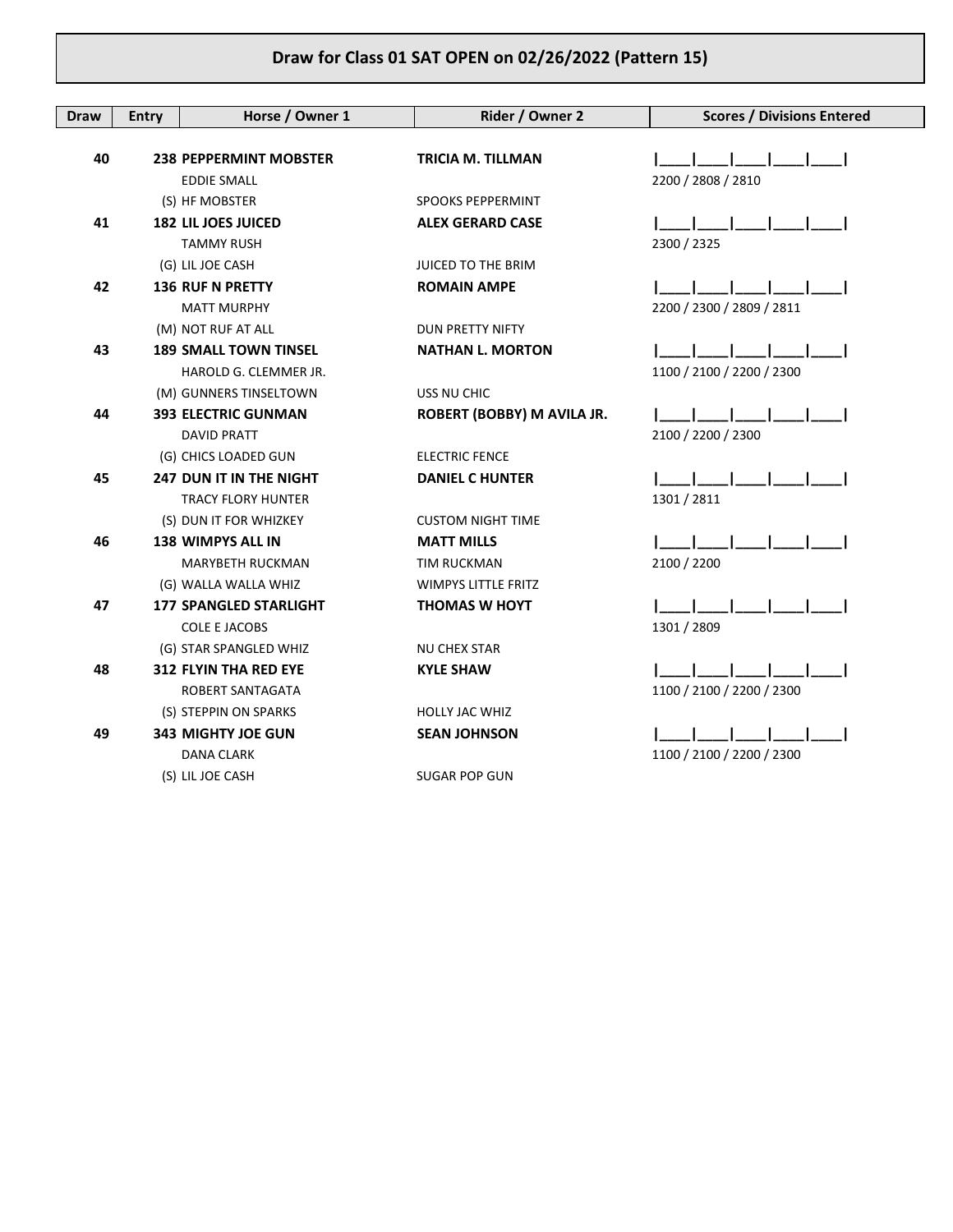# Draw for Class 01 SAT OPEN on 02/26/2022 (Pattern 15)

| Draw | Entry | Horse / Owner 1 | Rider / Owner 2 | Scores / Divisions Entered |
|---|---|---|---|---|
| **40** | **238** | **PEPPERMINT MOBSTER** | **TRICIA M. TILLMAN** | \|\_\_\_\_\|\_\_\_\_\|\_\_\_\_\|\_\_\_\_\|\_\_\_\_\| |
| | | EDDIE SMALL | | 2200 / 2808 / 2810 |
| | | (S) HF MOBSTER | SPOOKS PEPPERMINT | |
| **41** | **182** | **LIL JOES JUICED** | **ALEX GERARD CASE** | \|\_\_\_\_\|\_\_\_\_\|\_\_\_\_\|\_\_\_\_\|\_\_\_\_\| |
| | | TAMMY RUSH | | 2300 / 2325 |
| | | (G) LIL JOE CASH | JUICED TO THE BRIM | |
| **42** | **136** | **RUF N PRETTY** | **ROMAIN AMPE** | \|\_\_\_\_\|\_\_\_\_\|\_\_\_\_\|\_\_\_\_\|\_\_\_\_\| |
| | | MATT MURPHY | | 2200 / 2300 / 2809 / 2811 |
| | | (M) NOT RUF AT ALL | DUN PRETTY NIFTY | |
| **43** | **189** | **SMALL TOWN TINSEL** | **NATHAN L. MORTON** | \|\_\_\_\_\|\_\_\_\_\|\_\_\_\_\|\_\_\_\_\|\_\_\_\_\| |
| | | HAROLD G. CLEMMER JR. | | 1100 / 2100 / 2200 / 2300 |
| | | (M) GUNNERS TINSELTOWN | USS NU CHIC | |
| **44** | **393** | **ELECTRIC GUNMAN** | **ROBERT (BOBBY) M AVILA JR.** | \|\_\_\_\_\|\_\_\_\_\|\_\_\_\_\|\_\_\_\_\|\_\_\_\_\| |
| | | DAVID PRATT | | 2100 / 2200 / 2300 |
| | | (G) CHICS LOADED GUN | ELECTRIC FENCE | |
| **45** | **247** | **DUN IT IN THE NIGHT** | **DANIEL C HUNTER** | \|\_\_\_\_\|\_\_\_\_\|\_\_\_\_\|\_\_\_\_\|\_\_\_\_\| |
| | | TRACY FLORY HUNTER | | 1301 / 2811 |
| | | (S) DUN IT FOR WHIZKEY | CUSTOM NIGHT TIME | |
| **46** | **138** | **WIMPYS ALL IN** | **MATT MILLS** | \|\_\_\_\_\|\_\_\_\_\|\_\_\_\_\|\_\_\_\_\|\_\_\_\_\| |
| | | MARYBETH RUCKMAN | TIM RUCKMAN | 2100 / 2200 |
| | | (G) WALLA WALLA WHIZ | WIMPYS LITTLE FRITZ | |
| **47** | **177** | **SPANGLED STARLIGHT** | **THOMAS W HOYT** | \|\_\_\_\_\|\_\_\_\_\|\_\_\_\_\|\_\_\_\_\|\_\_\_\_\| |
| | | COLE E JACOBS | | 1301 / 2809 |
| | | (G) STAR SPANGLED WHIZ | NU CHEX STAR | |
| **48** | **312** | **FLYIN THA RED EYE** | **KYLE SHAW** | \|\_\_\_\_\|\_\_\_\_\|\_\_\_\_\|\_\_\_\_\|\_\_\_\_\| |
| | | ROBERT SANTAGATA | | 1100 / 2100 / 2200 / 2300 |
| | | (S) STEPPIN ON SPARKS | HOLLY JAC WHIZ | |
| **49** | **343** | **MIGHTY JOE GUN** | **SEAN JOHNSON** | \|\_\_\_\_\|\_\_\_\_\|\_\_\_\_\|\_\_\_\_\|\_\_\_\_\| |
| | | DANA CLARK | | 1100 / 2100 / 2200 / 2300 |
| | | (S) LIL JOE CASH | SUGAR POP GUN | |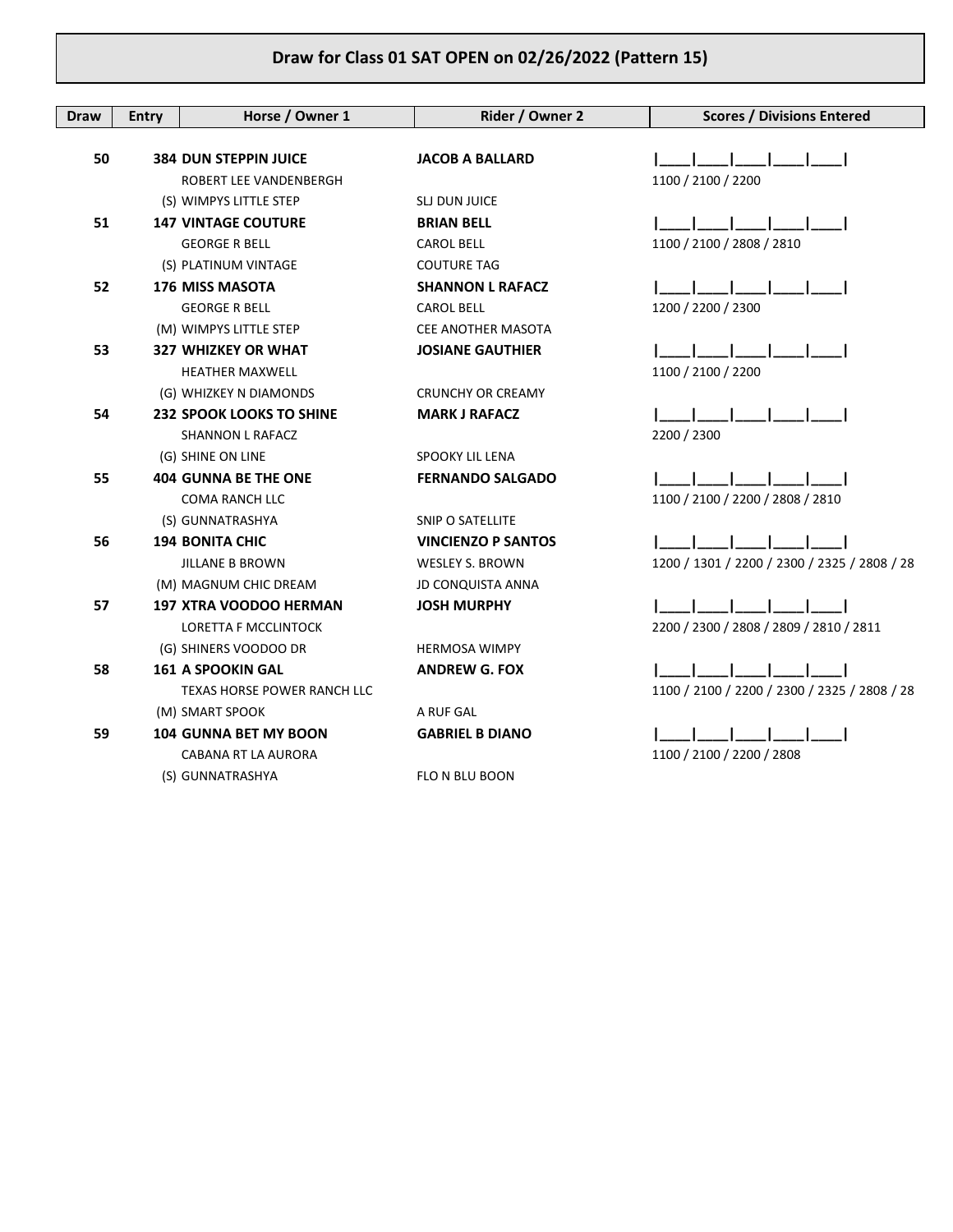## Draw for Class 01 SAT OPEN on 02/26/2022 (Pattern 15)

| Draw | Entry | Horse / Owner 1 | Rider / Owner 2 | Scores / Divisions Entered |
|---|---|---|---|---|
| 50 | 384 | **DUN STEPPIN JUICE** | **JACOB A BALLARD** | \|\_\_\_\_\|\_\_\_\_\|\_\_\_\_\|\_\_\_\_\|\_\_\_\_\| |
| | | ROBERT LEE VANDENBERGH | | 1100 / 2100 / 2200 |
| | | (S) WIMPYS LITTLE STEP | SLJ DUN JUICE | |
| 51 | 147 | **VINTAGE COUTURE** | **BRIAN BELL** | \|\_\_\_\_\|\_\_\_\_\|\_\_\_\_\|\_\_\_\_\|\_\_\_\_\| |
| | | GEORGE R BELL | CAROL BELL | 1100 / 2100 / 2808 / 2810 |
| | | (S) PLATINUM VINTAGE | COUTURE TAG | |
| 52 | 176 | **MISS MASOTA** | **SHANNON L RAFACZ** | \|\_\_\_\_\|\_\_\_\_\|\_\_\_\_\|\_\_\_\_\|\_\_\_\_\| |
| | | GEORGE R BELL | CAROL BELL | 1200 / 2200 / 2300 |
| | | (M) WIMPYS LITTLE STEP | CEE ANOTHER MASOTA | |
| 53 | 327 | **WHIZKEY OR WHAT** | **JOSIANE GAUTHIER** | \|\_\_\_\_\|\_\_\_\_\|\_\_\_\_\|\_\_\_\_\|\_\_\_\_\| |
| | | HEATHER MAXWELL | | 1100 / 2100 / 2200 |
| | | (G) WHIZKEY N DIAMONDS | CRUNCHY OR CREAMY | |
| 54 | 232 | **SPOOK LOOKS TO SHINE** | **MARK J RAFACZ** | \|\_\_\_\_\|\_\_\_\_\|\_\_\_\_\|\_\_\_\_\|\_\_\_\_\| |
| | | SHANNON L RAFACZ | | 2200 / 2300 |
| | | (G) SHINE ON LINE | SPOOKY LIL LENA | |
| 55 | 404 | **GUNNA BE THE ONE** | **FERNANDO SALGADO** | \|\_\_\_\_\|\_\_\_\_\|\_\_\_\_\|\_\_\_\_\|\_\_\_\_\| |
| | | COMA RANCH LLC | | 1100 / 2100 / 2200 / 2808 / 2810 |
| | | (S) GUNNATRASHYA | SNIP O SATELLITE | |
| 56 | 194 | **BONITA CHIC** | **VINCIENZO P SANTOS** | \|\_\_\_\_\|\_\_\_\_\|\_\_\_\_\|\_\_\_\_\|\_\_\_\_\| |
| | | JILLANE B BROWN | WESLEY S. BROWN | 1200 / 1301 / 2200 / 2300 / 2325 / 2808 / 28 |
| | | (M) MAGNUM CHIC DREAM | JD CONQUISTA ANNA | |
| 57 | 197 | **XTRA VOODOO HERMAN** | **JOSH MURPHY** | \|\_\_\_\_\|\_\_\_\_\|\_\_\_\_\|\_\_\_\_\|\_\_\_\_\| |
| | | LORETTA F MCCLINTOCK | | 2200 / 2300 / 2808 / 2809 / 2810 / 2811 |
| | | (G) SHINERS VOODOO DR | HERMOSA WIMPY | |
| 58 | 161 | **A SPOOKIN GAL** | **ANDREW G. FOX** | \|\_\_\_\_\|\_\_\_\_\|\_\_\_\_\|\_\_\_\_\|\_\_\_\_\| |
| | | TEXAS HORSE POWER RANCH LLC | | 1100 / 2100 / 2200 / 2300 / 2325 / 2808 / 28 |
| | | (M) SMART SPOOK | A RUF GAL | |
| 59 | 104 | **GUNNA BET MY BOON** | **GABRIEL B DIANO** | \|\_\_\_\_\|\_\_\_\_\|\_\_\_\_\|\_\_\_\_\|\_\_\_\_\| |
| | | CABANA RT LA AURORA | | 1100 / 2100 / 2200 / 2808 |
| | | (S) GUNNATRASHYA | FLO N BLU BOON | |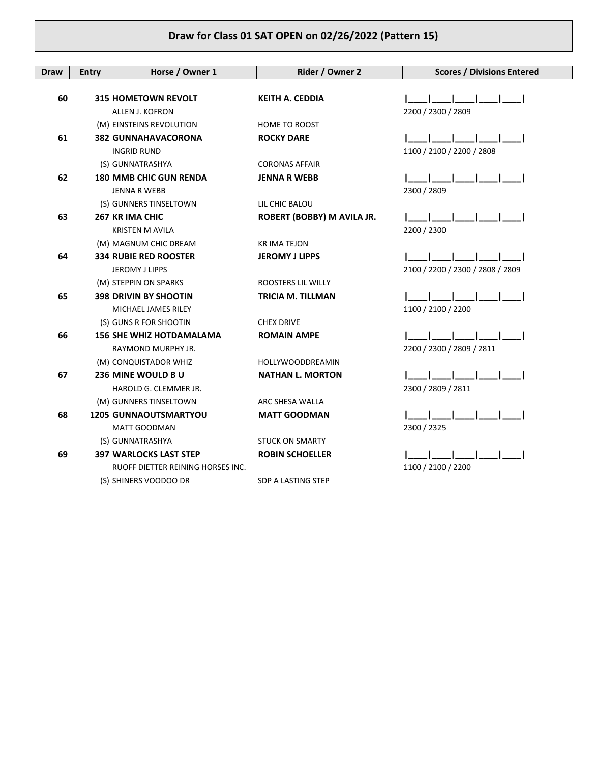# Draw for Class 01 SAT OPEN on 02/26/2022 (Pattern 15)

| Draw | Entry | Horse / Owner 1 | Rider / Owner 2 | Scores / Divisions Entered |
|---|---|---|---|---|
| **60** | **315** | **HOMETOWN REVOLT** | **KEITH A. CEDDIA** | \|\_\_\_\_\|\_\_\_\_\|\_\_\_\_\|\_\_\_\_\|\_\_\_\_\| |
| | | ALLEN J. KOFRON | | 2200 / 2300 / 2809 |
| | | (M) EINSTEINS REVOLUTION | HOME TO ROOST | |
| **61** | **382** | **GUNNAHAVACORONA** | **ROCKY DARE** | \|\_\_\_\_\|\_\_\_\_\|\_\_\_\_\|\_\_\_\_\|\_\_\_\_\| |
| | | INGRID RUND | | 1100 / 2100 / 2200 / 2808 |
| | | (S) GUNNATRASHYA | CORONAS AFFAIR | |
| **62** | **180** | **MMB CHIC GUN RENDA** | **JENNA R WEBB** | \|\_\_\_\_\|\_\_\_\_\|\_\_\_\_\|\_\_\_\_\|\_\_\_\_\| |
| | | JENNA R WEBB | | 2300 / 2809 |
| | | (S) GUNNERS TINSELTOWN | LIL CHIC BALOU | |
| **63** | **267** | **KR IMA CHIC** | **ROBERT (BOBBY) M AVILA JR.** | \|\_\_\_\_\|\_\_\_\_\|\_\_\_\_\|\_\_\_\_\|\_\_\_\_\| |
| | | KRISTEN M AVILA | | 2200 / 2300 |
| | | (M) MAGNUM CHIC DREAM | KR IMA TEJON | |
| **64** | **334** | **RUBIE RED ROOSTER** | **JEROMY J LIPPS** | \|\_\_\_\_\|\_\_\_\_\|\_\_\_\_\|\_\_\_\_\|\_\_\_\_\| |
| | | JEROMY J LIPPS | | 2100 / 2200 / 2300 / 2808 / 2809 |
| | | (M) STEPPIN ON SPARKS | ROOSTERS LIL WILLY | |
| **65** | **398** | **DRIVIN BY SHOOTIN** | **TRICIA M. TILLMAN** | \|\_\_\_\_\|\_\_\_\_\|\_\_\_\_\|\_\_\_\_\|\_\_\_\_\| |
| | | MICHAEL JAMES RILEY | | 1100 / 2100 / 2200 |
| | | (S) GUNS R FOR SHOOTIN | CHEX DRIVE | |
| **66** | **156** | **SHE WHIZ HOTDAMALAMA** | **ROMAIN AMPE** | \|\_\_\_\_\|\_\_\_\_\|\_\_\_\_\|\_\_\_\_\|\_\_\_\_\| |
| | | RAYMOND MURPHY JR. | | 2200 / 2300 / 2809 / 2811 |
| | | (M) CONQUISTADOR WHIZ | HOLLYWOODDREAMIN | |
| **67** | **236** | **MINE WOULD B U** | **NATHAN L. MORTON** | \|\_\_\_\_\|\_\_\_\_\|\_\_\_\_\|\_\_\_\_\|\_\_\_\_\| |
| | | HAROLD G. CLEMMER JR. | | 2300 / 2809 / 2811 |
| | | (M) GUNNERS TINSELTOWN | ARC SHESA WALLA | |
| **68** | **1205** | **GUNNAOUTSMARTYOU** | **MATT GOODMAN** | \|\_\_\_\_\|\_\_\_\_\|\_\_\_\_\|\_\_\_\_\|\_\_\_\_\| |
| | | MATT GOODMAN | | 2300 / 2325 |
| | | (S) GUNNATRASHYA | STUCK ON SMARTY | |
| **69** | **397** | **WARLOCKS LAST STEP** | **ROBIN SCHOELLER** | \|\_\_\_\_\|\_\_\_\_\|\_\_\_\_\|\_\_\_\_\|\_\_\_\_\| |
| | | RUOFF DIETTER REINING HORSES INC. | | 1100 / 2100 / 2200 |
| | | (S) SHINERS VOODOO DR | SDP A LASTING STEP | |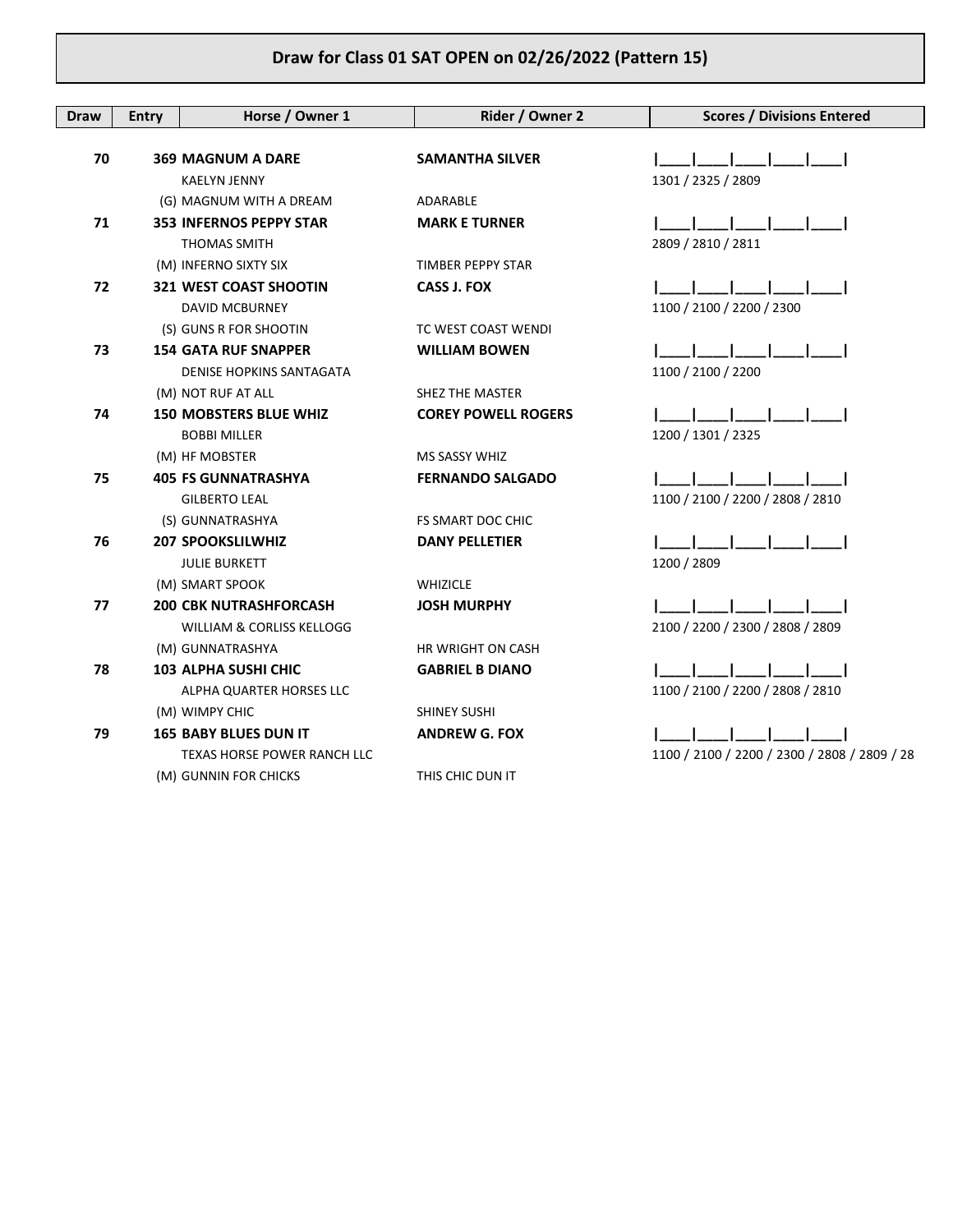# Draw for Class 01 SAT OPEN on 02/26/2022 (Pattern 15)

| Draw | Entry | Horse / Owner 1 | Rider / Owner 2 | Scores / Divisions Entered |
|---|---|---|---|---|
| **70** | **369** | **MAGNUM A DARE** | **SAMANTHA SILVER** | \|\_\_\_\_\|\_\_\_\_\|\_\_\_\_\|\_\_\_\_\|\_\_\_\_\| |
| | | KAELYN JENNY | | 1301 / 2325 / 2809 |
| | | (G) MAGNUM WITH A DREAM | ADARABLE | |
| **71** | **353** | **INFERNOS PEPPY STAR** | **MARK E TURNER** | \|\_\_\_\_\|\_\_\_\_\|\_\_\_\_\|\_\_\_\_\|\_\_\_\_\| |
| | | THOMAS SMITH | | 2809 / 2810 / 2811 |
| | | (M) INFERNO SIXTY SIX | TIMBER PEPPY STAR | |
| **72** | **321** | **WEST COAST SHOOTIN** | **CASS J. FOX** | \|\_\_\_\_\|\_\_\_\_\|\_\_\_\_\|\_\_\_\_\|\_\_\_\_\| |
| | | DAVID MCBURNEY | | 1100 / 2100 / 2200 / 2300 |
| | | (S) GUNS R FOR SHOOTIN | TC WEST COAST WENDI | |
| **73** | **154** | **GATA RUF SNAPPER** | **WILLIAM BOWEN** | \|\_\_\_\_\|\_\_\_\_\|\_\_\_\_\|\_\_\_\_\|\_\_\_\_\| |
| | | DENISE HOPKINS SANTAGATA | | 1100 / 2100 / 2200 |
| | | (M) NOT RUF AT ALL | SHEZ THE MASTER | |
| **74** | **150** | **MOBSTERS BLUE WHIZ** | **COREY POWELL ROGERS** | \|\_\_\_\_\|\_\_\_\_\|\_\_\_\_\|\_\_\_\_\|\_\_\_\_\| |
| | | BOBBI MILLER | | 1200 / 1301 / 2325 |
| | | (M) HF MOBSTER | MS SASSY WHIZ | |
| **75** | **405** | **FS GUNNATRASHYA** | **FERNANDO SALGADO** | \|\_\_\_\_\|\_\_\_\_\|\_\_\_\_\|\_\_\_\_\|\_\_\_\_\| |
| | | GILBERTO LEAL | | 1100 / 2100 / 2200 / 2808 / 2810 |
| | | (S) GUNNATRASHYA | FS SMART DOC CHIC | |
| **76** | **207** | **SPOOKSLILWHIZ** | **DANY PELLETIER** | \|\_\_\_\_\|\_\_\_\_\|\_\_\_\_\|\_\_\_\_\|\_\_\_\_\| |
| | | JULIE BURKETT | | 1200 / 2809 |
| | | (M) SMART SPOOK | WHIZICLE | |
| **77** | **200** | **CBK NUTRASHFORCASH** | **JOSH MURPHY** | \|\_\_\_\_\|\_\_\_\_\|\_\_\_\_\|\_\_\_\_\|\_\_\_\_\| |
| | | WILLIAM & CORLISS KELLOGG | | 2100 / 2200 / 2300 / 2808 / 2809 |
| | | (M) GUNNATRASHYA | HR WRIGHT ON CASH | |
| **78** | **103** | **ALPHA SUSHI CHIC** | **GABRIEL B DIANO** | \|\_\_\_\_\|\_\_\_\_\|\_\_\_\_\|\_\_\_\_\|\_\_\_\_\| |
| | | ALPHA QUARTER HORSES LLC | | 1100 / 2100 / 2200 / 2808 / 2810 |
| | | (M) WIMPY CHIC | SHINEY SUSHI | |
| **79** | **165** | **BABY BLUES DUN IT** | **ANDREW G. FOX** | \|\_\_\_\_\|\_\_\_\_\|\_\_\_\_\|\_\_\_\_\|\_\_\_\_\| |
| | | TEXAS HORSE POWER RANCH LLC | | 1100 / 2100 / 2200 / 2300 / 2808 / 2809 / 28 |
| | | (M) GUNNIN FOR CHICKS | THIS CHIC DUN IT | |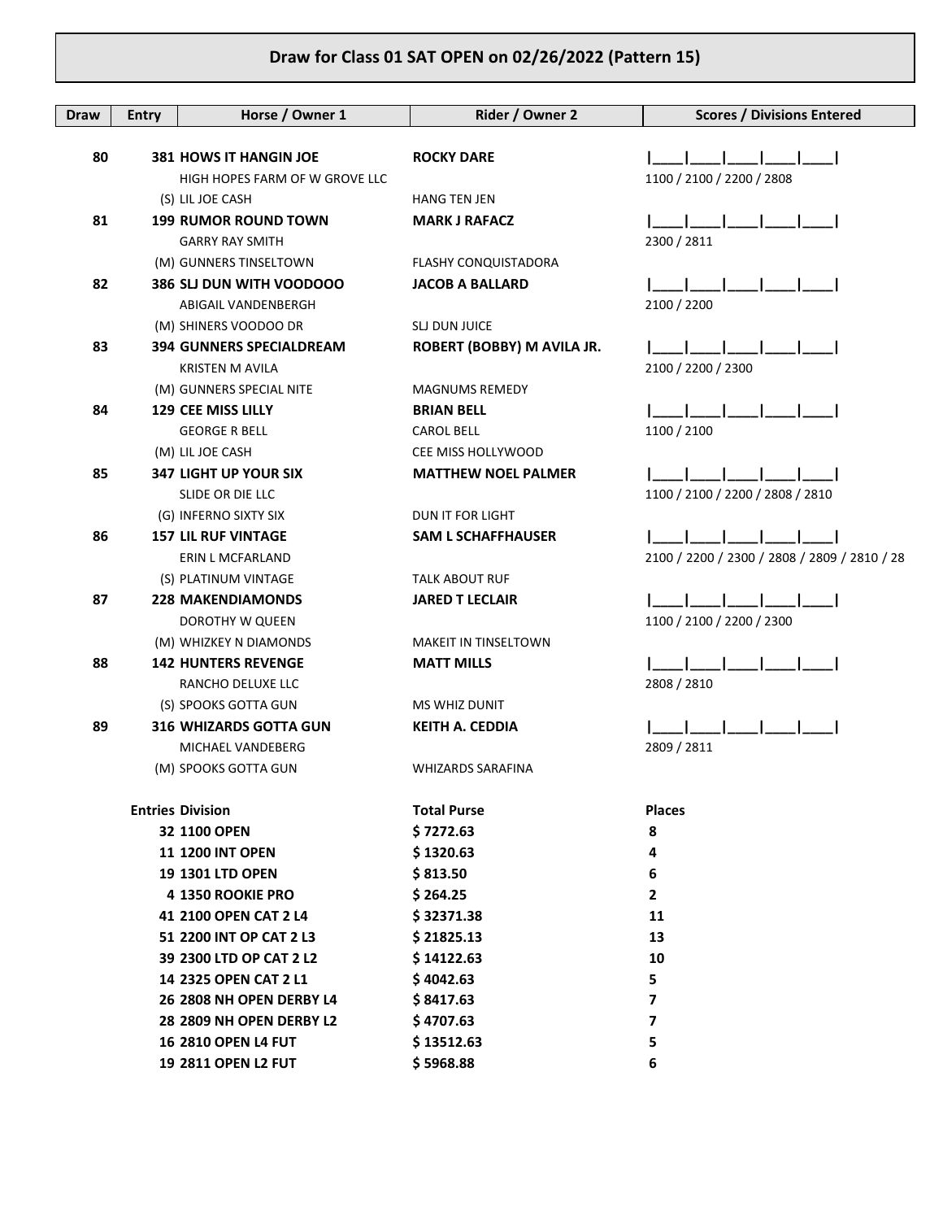# Draw for Class 01 SAT OPEN on 02/26/2022 (Pattern 15)

| Draw | Entry | Horse / Owner 1 | Rider / Owner 2 | Scores / Divisions Entered |
|---|---|---|---|---|
| 80 | 381 | **HOWS IT HANGIN JOE**<br>HIGH HOPES FARM OF W GROVE LLC<br>(S) LIL JOE CASH | **ROCKY DARE**<br><br>HANG TEN JEN | \|\_\_\_\_\|\_\_\_\_\|\_\_\_\_\|\_\_\_\_\|\_\_\_\_\|<br>1100 / 2100 / 2200 / 2808 |
| 81 | 199 | **RUMOR ROUND TOWN**<br>GARRY RAY SMITH<br>(M) GUNNERS TINSELTOWN | **MARK J RAFACZ**<br><br>FLASHY CONQUISTADORA | \|\_\_\_\_\|\_\_\_\_\|\_\_\_\_\|\_\_\_\_\|\_\_\_\_\|<br>2300 / 2811 |
| 82 | 386 | **SLJ DUN WITH VOODOOO**<br>ABIGAIL VANDENBERGH<br>(M) SHINERS VOODOO DR | **JACOB A BALLARD**<br><br>SLJ DUN JUICE | \|\_\_\_\_\|\_\_\_\_\|\_\_\_\_\|\_\_\_\_\|\_\_\_\_\|<br>2100 / 2200 |
| 83 | 394 | **GUNNERS SPECIALDREAM**<br>KRISTEN M AVILA<br>(M) GUNNERS SPECIAL NITE | **ROBERT (BOBBY) M AVILA JR.**<br><br>MAGNUMS REMEDY | \|\_\_\_\_\|\_\_\_\_\|\_\_\_\_\|\_\_\_\_\|\_\_\_\_\|<br>2100 / 2200 / 2300 |
| 84 | 129 | **CEE MISS LILLY**<br>GEORGE R BELL<br>(M) LIL JOE CASH | **BRIAN BELL**<br>CAROL BELL<br>CEE MISS HOLLYWOOD | \|\_\_\_\_\|\_\_\_\_\|\_\_\_\_\|\_\_\_\_\|\_\_\_\_\|<br>1100 / 2100 |
| 85 | 347 | **LIGHT UP YOUR SIX**<br>SLIDE OR DIE LLC<br>(G) INFERNO SIXTY SIX | **MATTHEW NOEL PALMER**<br><br>DUN IT FOR LIGHT | \|\_\_\_\_\|\_\_\_\_\|\_\_\_\_\|\_\_\_\_\|\_\_\_\_\|<br>1100 / 2100 / 2200 / 2808 / 2810 |
| 86 | 157 | **LIL RUF VINTAGE**<br>ERIN L MCFARLAND<br>(S) PLATINUM VINTAGE | **SAM L SCHAFFHAUSER**<br><br>TALK ABOUT RUF | \|\_\_\_\_\|\_\_\_\_\|\_\_\_\_\|\_\_\_\_\|\_\_\_\_\|<br>2100 / 2200 / 2300 / 2808 / 2809 / 2810 / 28 |
| 87 | 228 | **MAKENDIAMONDS**<br>DOROTHY W QUEEN<br>(M) WHIZKEY N DIAMONDS | **JARED T LECLAIR**<br><br>MAKEIT IN TINSELTOWN | \|\_\_\_\_\|\_\_\_\_\|\_\_\_\_\|\_\_\_\_\|\_\_\_\_\|<br>1100 / 2100 / 2200 / 2300 |
| 88 | 142 | **HUNTERS REVENGE**<br>RANCHO DELUXE LLC<br>(S) SPOOKS GOTTA GUN | **MATT MILLS**<br><br>MS WHIZ DUNIT | \|\_\_\_\_\|\_\_\_\_\|\_\_\_\_\|\_\_\_\_\|\_\_\_\_\|<br>2808 / 2810 |
| 89 | 316 | **WHIZARDS GOTTA GUN**<br>MICHAEL VANDEBERG<br>(M) SPOOKS GOTTA GUN | **KEITH A. CEDDIA**<br><br>WHIZARDS SARAFINA | \|\_\_\_\_\|\_\_\_\_\|\_\_\_\_\|\_\_\_\_\|\_\_\_\_\|<br>2809 / 2811 |

| Entries | Division | Total Purse | Places |
|---|---|---|---|
| 32 | 1100 OPEN | $ 7272.63 | 8 |
| 11 | 1200 INT OPEN | $ 1320.63 | 4 |
| 19 | 1301 LTD OPEN | $ 813.50 | 6 |
| 4 | 1350 ROOKIE PRO | $ 264.25 | 2 |
| 41 | 2100 OPEN CAT 2 L4 | $ 32371.38 | 11 |
| 51 | 2200 INT OP CAT 2 L3 | $ 21825.13 | 13 |
| 39 | 2300 LTD OP CAT 2 L2 | $ 14122.63 | 10 |
| 14 | 2325 OPEN CAT 2 L1 | $ 4042.63 | 5 |
| 26 | 2808 NH OPEN DERBY L4 | $ 8417.63 | 7 |
| 28 | 2809 NH OPEN DERBY L2 | $ 4707.63 | 7 |
| 16 | 2810 OPEN L4 FUT | $ 13512.63 | 5 |
| 19 | 2811 OPEN L2 FUT | $ 5968.88 | 6 |